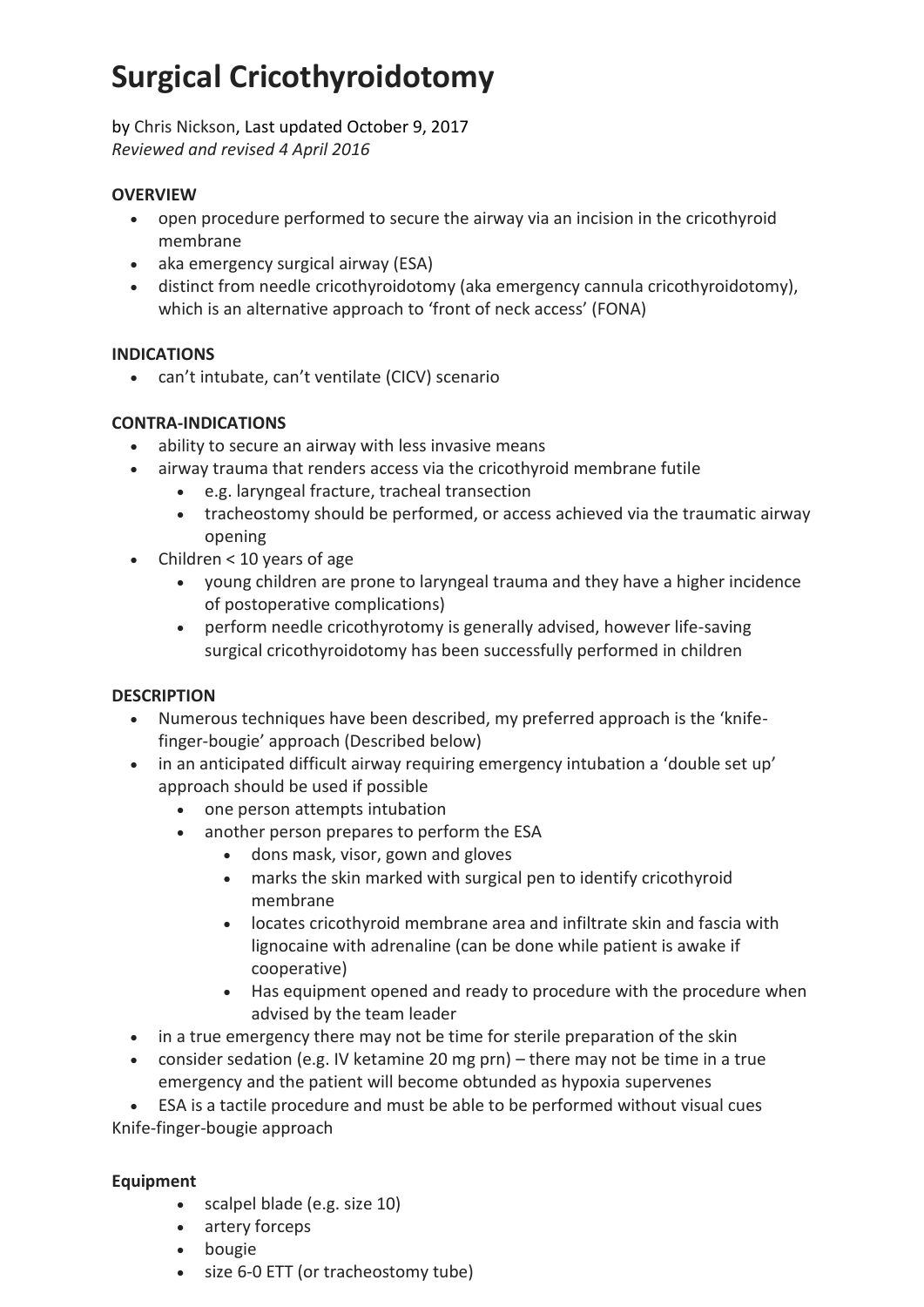# Surgical Cricothyroidotomy

by Chris Nickson, Last updated October 9, 2017
*Reviewed and revised 4 April 2016*

**OVERVIEW**

- open procedure performed to secure the airway via an incision in the cricothyroid membrane
- aka emergency surgical airway (ESA)
- distinct from needle cricothyroidotomy (aka emergency cannula cricothyroidotomy), which is an alternative approach to 'front of neck access' (FONA)

**INDICATIONS**

- can't intubate, can't ventilate (CICV) scenario

**CONTRA-INDICATIONS**

- ability to secure an airway with less invasive means
- airway trauma that renders access via the cricothyroid membrane futile
  - e.g. laryngeal fracture, tracheal transection
  - tracheostomy should be performed, or access achieved via the traumatic airway opening
- Children < 10 years of age
  - young children are prone to laryngeal trauma and they have a higher incidence of postoperative complications)
  - perform needle cricothyrotomy is generally advised, however life-saving surgical cricothyroidotomy has been successfully performed in children

**DESCRIPTION**

- Numerous techniques have been described, my preferred approach is the 'knife-finger-bougie' approach (Described below)
- in an anticipated difficult airway requiring emergency intubation a 'double set up' approach should be used if possible
  - one person attempts intubation
  - another person prepares to perform the ESA
    - dons mask, visor, gown and gloves
    - marks the skin marked with surgical pen to identify cricothyroid membrane
    - locates cricothyroid membrane area and infiltrate skin and fascia with lignocaine with adrenaline (can be done while patient is awake if cooperative)
    - Has equipment opened and ready to procedure with the procedure when advised by the team leader
- in a true emergency there may not be time for sterile preparation of the skin
- consider sedation (e.g. IV ketamine 20 mg prn) – there may not be time in a true emergency and the patient will become obtunded as hypoxia supervenes
- ESA is a tactile procedure and must be able to be performed without visual cues

Knife-finger-bougie approach

**Equipment**

- scalpel blade (e.g. size 10)
- artery forceps
- bougie
- size 6-0 ETT (or tracheostomy tube)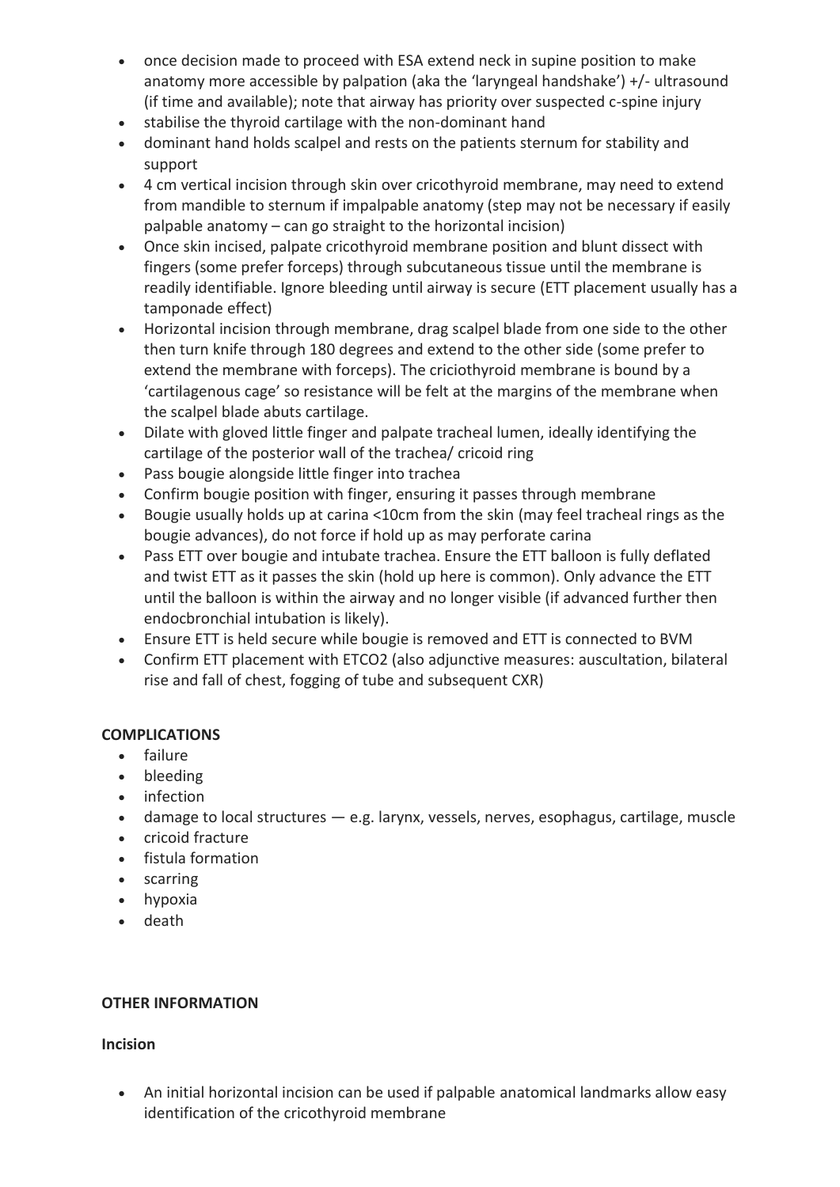- once decision made to proceed with ESA extend neck in supine position to make anatomy more accessible by palpation (aka the 'laryngeal handshake') +/- ultrasound (if time and available); note that airway has priority over suspected c-spine injury
- stabilise the thyroid cartilage with the non-dominant hand
- dominant hand holds scalpel and rests on the patients sternum for stability and support
- 4 cm vertical incision through skin over cricothyroid membrane, may need to extend from mandible to sternum if impalpable anatomy (step may not be necessary if easily palpable anatomy – can go straight to the horizontal incision)
- Once skin incised, palpate cricothyroid membrane position and blunt dissect with fingers (some prefer forceps) through subcutaneous tissue until the membrane is readily identifiable. Ignore bleeding until airway is secure (ETT placement usually has a tamponade effect)
- Horizontal incision through membrane, drag scalpel blade from one side to the other then turn knife through 180 degrees and extend to the other side (some prefer to extend the membrane with forceps). The criciothyroid membrane is bound by a 'cartilagenous cage' so resistance will be felt at the margins of the membrane when the scalpel blade abuts cartilage.
- Dilate with gloved little finger and palpate tracheal lumen, ideally identifying the cartilage of the posterior wall of the trachea/ cricoid ring
- Pass bougie alongside little finger into trachea
- Confirm bougie position with finger, ensuring it passes through membrane
- Bougie usually holds up at carina <10cm from the skin (may feel tracheal rings as the bougie advances), do not force if hold up as may perforate carina
- Pass ETT over bougie and intubate trachea. Ensure the ETT balloon is fully deflated and twist ETT as it passes the skin (hold up here is common). Only advance the ETT until the balloon is within the airway and no longer visible (if advanced further then endocbronchial intubation is likely).
- Ensure ETT is held secure while bougie is removed and ETT is connected to BVM
- Confirm ETT placement with ETCO2 (also adjunctive measures: auscultation, bilateral rise and fall of chest, fogging of tube and subsequent CXR)

**COMPLICATIONS**

- failure
- bleeding
- infection
- damage to local structures — e.g. larynx, vessels, nerves, esophagus, cartilage, muscle
- cricoid fracture
- fistula formation
- scarring
- hypoxia
- death

**OTHER INFORMATION**

**Incision**

- An initial horizontal incision can be used if palpable anatomical landmarks allow easy identification of the cricothyroid membrane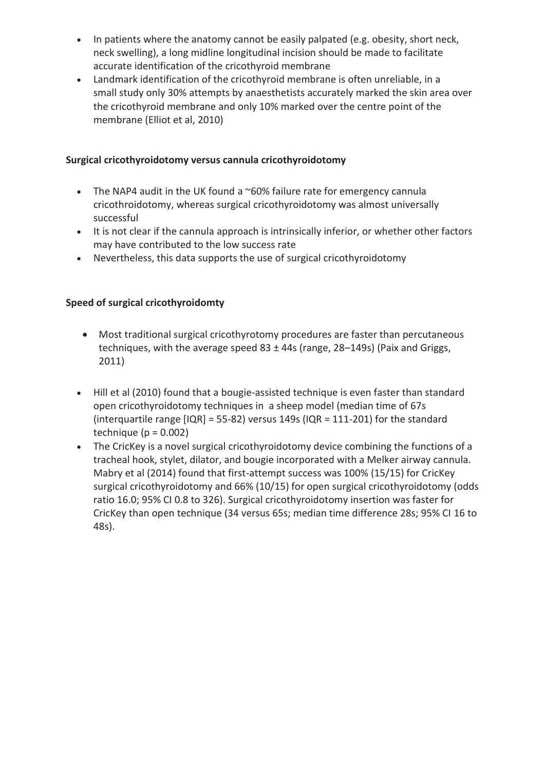- In patients where the anatomy cannot be easily palpated (e.g. obesity, short neck, neck swelling), a long midline longitudinal incision should be made to facilitate accurate identification of the cricothyroid membrane
- Landmark identification of the cricothyroid membrane is often unreliable, in a small study only 30% attempts by anaesthetists accurately marked the skin area over the cricothyroid membrane and only 10% marked over the centre point of the membrane (Elliot et al, 2010)

**Surgical cricothyroidotomy versus cannula cricothyroidotomy**

- The NAP4 audit in the UK found a ~60% failure rate for emergency cannula cricothroidotomy, whereas surgical cricothyroidotomy was almost universally successful
- It is not clear if the cannula approach is intrinsically inferior, or whether other factors may have contributed to the low success rate
- Nevertheless, this data supports the use of surgical cricothyroidotomy

**Speed of surgical cricothyroidomty**

- Most traditional surgical cricothyrotomy procedures are faster than percutaneous techniques, with the average speed 83 ± 44s (range, 28–149s) (Paix and Griggs, 2011)
- Hill et al (2010) found that a bougie-assisted technique is even faster than standard open cricothyroidotomy techniques in a sheep model (median time of 67s (interquartile range [IQR] = 55-82) versus 149s (IQR = 111-201) for the standard technique ($p = 0.002$)
- The CricKey is a novel surgical cricothyroidotomy device combining the functions of a tracheal hook, stylet, dilator, and bougie incorporated with a Melker airway cannula. Mabry et al (2014) found that first-attempt success was 100% (15/15) for CricKey surgical cricothyroidotomy and 66% (10/15) for open surgical cricothyroidotomy (odds ratio 16.0; 95% CI 0.8 to 326). Surgical cricothyroidotomy insertion was faster for CricKey than open technique (34 versus 65s; median time difference 28s; 95% CI 16 to 48s).